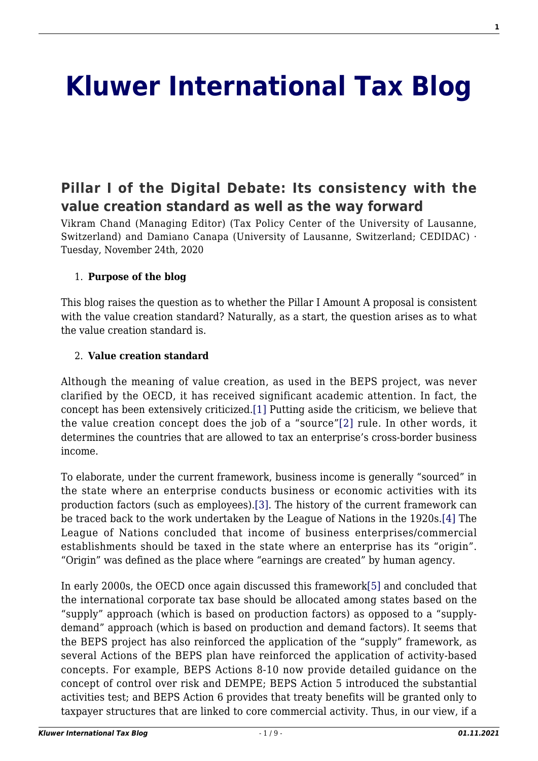# Kluwer International Tax Blog

## Pillar I of the Digital Debate: Its consistency with the value creation standard as well as the way forward

Vikram Chand (Managing Editor) (Tax Policy Center of the University of Lausanne, Switzerland) and Damiano Canapa (University of Lausanne, Switzerland; CEDIDAC) · Tuesday, November 24th, 2020

1. **Purpose of the blog**

This blog raises the question as to whether the Pillar I Amount A proposal is consistent with the value creation standard? Naturally, as a start, the question arises as to what the value creation standard is.

2. **Value creation standard**

Although the meaning of value creation, as used in the BEPS project, was never clarified by the OECD, it has received significant academic attention. In fact, the concept has been extensively criticized.[1] Putting aside the criticism, we believe that the value creation concept does the job of a "source"[2] rule. In other words, it determines the countries that are allowed to tax an enterprise's cross-border business income.

To elaborate, under the current framework, business income is generally "sourced" in the state where an enterprise conducts business or economic activities with its production factors (such as employees).[3]. The history of the current framework can be traced back to the work undertaken by the League of Nations in the 1920s.[4] The League of Nations concluded that income of business enterprises/commercial establishments should be taxed in the state where an enterprise has its "origin". "Origin" was defined as the place where "earnings are created" by human agency.

In early 2000s, the OECD once again discussed this framework[5] and concluded that the international corporate tax base should be allocated among states based on the "supply" approach (which is based on production factors) as opposed to a "supply-demand" approach (which is based on production and demand factors). It seems that the BEPS project has also reinforced the application of the "supply" framework, as several Actions of the BEPS plan have reinforced the application of activity-based concepts. For example, BEPS Actions 8-10 now provide detailed guidance on the concept of control over risk and DEMPE; BEPS Action 5 introduced the substantial activities test; and BEPS Action 6 provides that treaty benefits will be granted only to taxpayer structures that are linked to core commercial activity. Thus, in our view, if a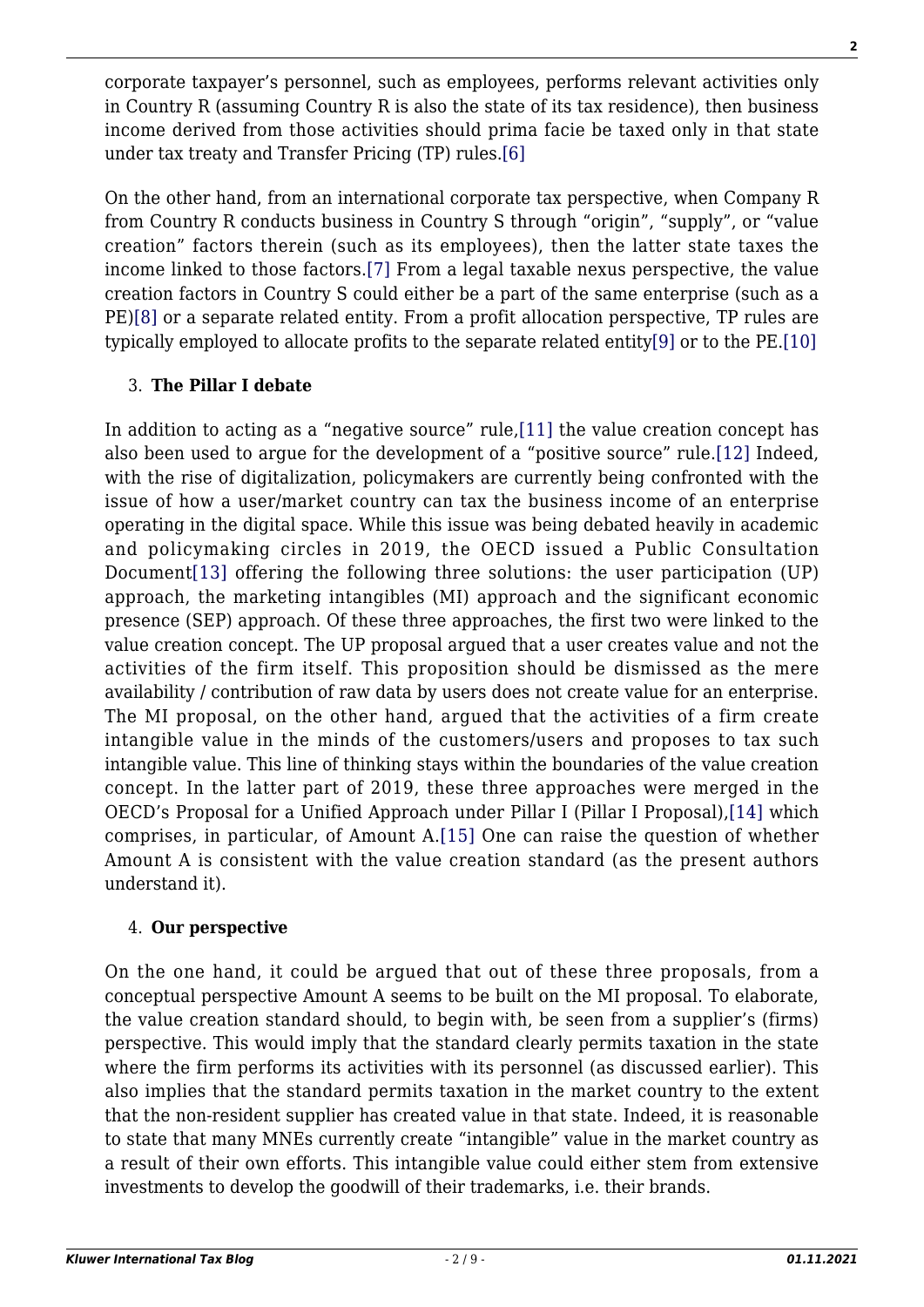corporate taxpayer's personnel, such as employees, performs relevant activities only in Country R (assuming Country R is also the state of its tax residence), then business income derived from those activities should prima facie be taxed only in that state under tax treaty and Transfer Pricing (TP) rules.[6]

On the other hand, from an international corporate tax perspective, when Company R from Country R conducts business in Country S through "origin", "supply", or "value creation" factors therein (such as its employees), then the latter state taxes the income linked to those factors.[7] From a legal taxable nexus perspective, the value creation factors in Country S could either be a part of the same enterprise (such as a PE)[8] or a separate related entity. From a profit allocation perspective, TP rules are typically employed to allocate profits to the separate related entity[9] or to the PE.[10]

3. **The Pillar I debate**

In addition to acting as a "negative source" rule,[11] the value creation concept has also been used to argue for the development of a "positive source" rule.[12] Indeed, with the rise of digitalization, policymakers are currently being confronted with the issue of how a user/market country can tax the business income of an enterprise operating in the digital space. While this issue was being debated heavily in academic and policymaking circles in 2019, the OECD issued a Public Consultation Document[13] offering the following three solutions: the user participation (UP) approach, the marketing intangibles (MI) approach and the significant economic presence (SEP) approach. Of these three approaches, the first two were linked to the value creation concept. The UP proposal argued that a user creates value and not the activities of the firm itself. This proposition should be dismissed as the mere availability / contribution of raw data by users does not create value for an enterprise. The MI proposal, on the other hand, argued that the activities of a firm create intangible value in the minds of the customers/users and proposes to tax such intangible value. This line of thinking stays within the boundaries of the value creation concept. In the latter part of 2019, these three approaches were merged in the OECD's Proposal for a Unified Approach under Pillar I (Pillar I Proposal),[14] which comprises, in particular, of Amount A.[15] One can raise the question of whether Amount A is consistent with the value creation standard (as the present authors understand it).

4. **Our perspective**

On the one hand, it could be argued that out of these three proposals, from a conceptual perspective Amount A seems to be built on the MI proposal. To elaborate, the value creation standard should, to begin with, be seen from a supplier's (firms) perspective. This would imply that the standard clearly permits taxation in the state where the firm performs its activities with its personnel (as discussed earlier). This also implies that the standard permits taxation in the market country to the extent that the non-resident supplier has created value in that state. Indeed, it is reasonable to state that many MNEs currently create "intangible" value in the market country as a result of their own efforts. This intangible value could either stem from extensive investments to develop the goodwill of their trademarks, i.e. their brands.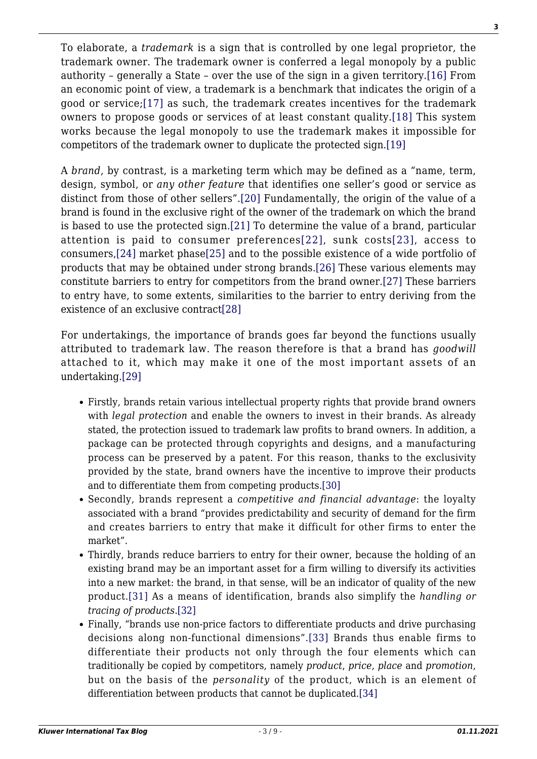To elaborate, a *trademark* is a sign that is controlled by one legal proprietor, the trademark owner. The trademark owner is conferred a legal monopoly by a public authority – generally a State – over the use of the sign in a given territory.[16] From an economic point of view, a trademark is a benchmark that indicates the origin of a good or service;[17] as such, the trademark creates incentives for the trademark owners to propose goods or services of at least constant quality.[18] This system works because the legal monopoly to use the trademark makes it impossible for competitors of the trademark owner to duplicate the protected sign.[19]

A *brand*, by contrast, is a marketing term which may be defined as a "name, term, design, symbol, or *any other feature* that identifies one seller's good or service as distinct from those of other sellers".[20] Fundamentally, the origin of the value of a brand is found in the exclusive right of the owner of the trademark on which the brand is based to use the protected sign.[21] To determine the value of a brand, particular attention is paid to consumer preferences[22], sunk costs[23], access to consumers,[24] market phase[25] and to the possible existence of a wide portfolio of products that may be obtained under strong brands.[26] These various elements may constitute barriers to entry for competitors from the brand owner.[27] These barriers to entry have, to some extents, similarities to the barrier to entry deriving from the existence of an exclusive contract[28]

For undertakings, the importance of brands goes far beyond the functions usually attributed to trademark law. The reason therefore is that a brand has *goodwill* attached to it, which may make it one of the most important assets of an undertaking.[29]

- Firstly, brands retain various intellectual property rights that provide brand owners with *legal protection* and enable the owners to invest in their brands. As already stated, the protection issued to trademark law profits to brand owners. In addition, a package can be protected through copyrights and designs, and a manufacturing process can be preserved by a patent. For this reason, thanks to the exclusivity provided by the state, brand owners have the incentive to improve their products and to differentiate them from competing products.[30]
- Secondly, brands represent a *competitive and financial advantage*: the loyalty associated with a brand "provides predictability and security of demand for the firm and creates barriers to entry that make it difficult for other firms to enter the market".
- Thirdly, brands reduce barriers to entry for their owner, because the holding of an existing brand may be an important asset for a firm willing to diversify its activities into a new market: the brand, in that sense, will be an indicator of quality of the new product.[31] As a means of identification, brands also simplify the *handling or tracing of products*.[32]
- Finally, "brands use non-price factors to differentiate products and drive purchasing decisions along non-functional dimensions".[33] Brands thus enable firms to differentiate their products not only through the four elements which can traditionally be copied by competitors, namely *product*, *price*, *place* and *promotion*, but on the basis of the *personality* of the product, which is an element of differentiation between products that cannot be duplicated.[34]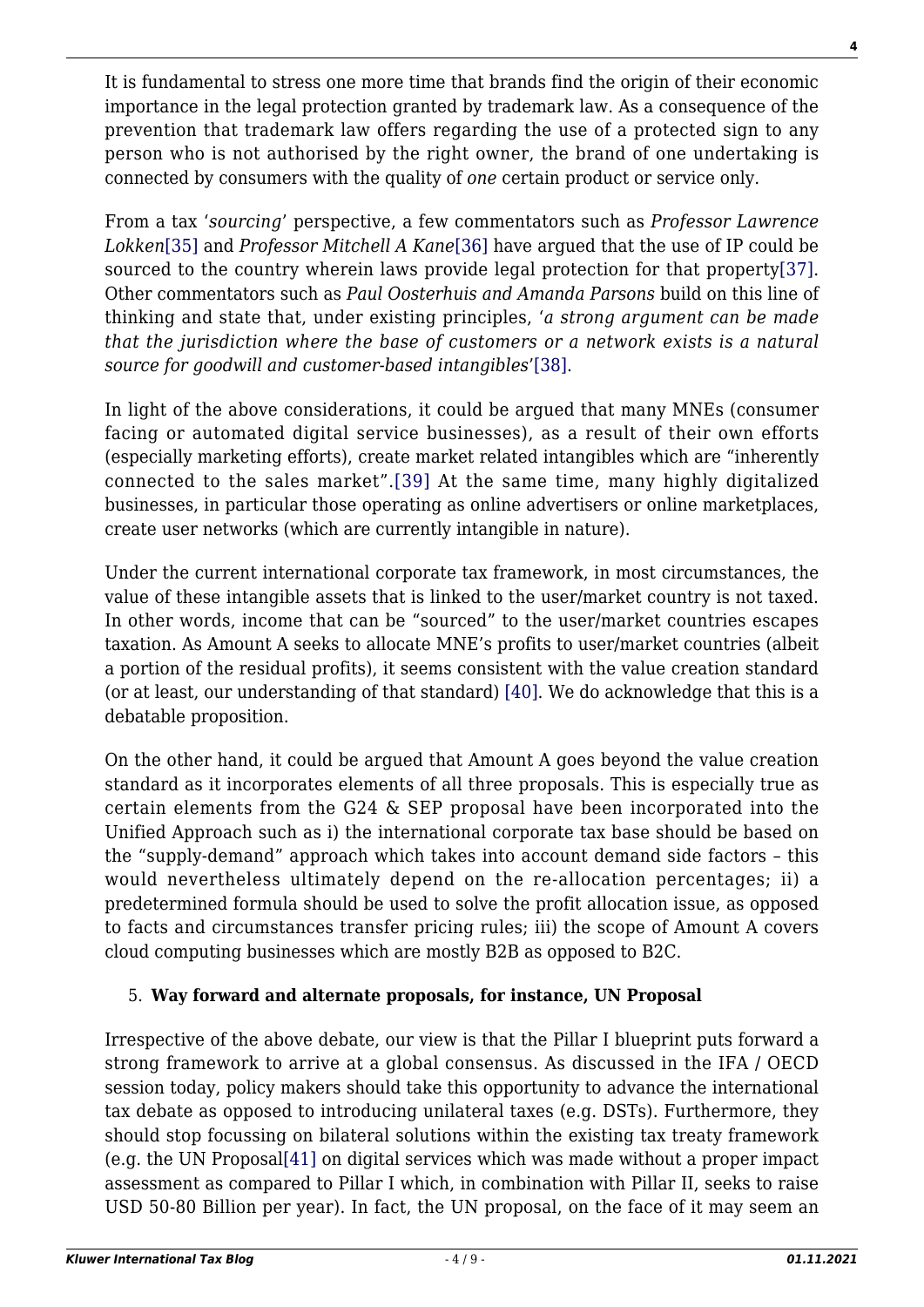It is fundamental to stress one more time that brands find the origin of their economic importance in the legal protection granted by trademark law. As a consequence of the prevention that trademark law offers regarding the use of a protected sign to any person who is not authorised by the right owner, the brand of one undertaking is connected by consumers with the quality of *one* certain product or service only.

From a tax '*sourcing*' perspective, a few commentators such as *Professor Lawrence Lokken*[35] and *Professor Mitchell A Kane*[36] have argued that the use of IP could be sourced to the country wherein laws provide legal protection for that property[37]. Other commentators such as *Paul Oosterhuis and Amanda Parsons* build on this line of thinking and state that, under existing principles, '*a strong argument can be made that the jurisdiction where the base of customers or a network exists is a natural source for goodwill and customer-based intangibles*'[38].

In light of the above considerations, it could be argued that many MNEs (consumer facing or automated digital service businesses), as a result of their own efforts (especially marketing efforts), create market related intangibles which are "inherently connected to the sales market".[39] At the same time, many highly digitalized businesses, in particular those operating as online advertisers or online marketplaces, create user networks (which are currently intangible in nature).

Under the current international corporate tax framework, in most circumstances, the value of these intangible assets that is linked to the user/market country is not taxed. In other words, income that can be "sourced" to the user/market countries escapes taxation. As Amount A seeks to allocate MNE's profits to user/market countries (albeit a portion of the residual profits), it seems consistent with the value creation standard (or at least, our understanding of that standard) [40]. We do acknowledge that this is a debatable proposition.

On the other hand, it could be argued that Amount A goes beyond the value creation standard as it incorporates elements of all three proposals. This is especially true as certain elements from the G24 & SEP proposal have been incorporated into the Unified Approach such as i) the international corporate tax base should be based on the "supply-demand" approach which takes into account demand side factors – this would nevertheless ultimately depend on the re-allocation percentages; ii) a predetermined formula should be used to solve the profit allocation issue, as opposed to facts and circumstances transfer pricing rules; iii) the scope of Amount A covers cloud computing businesses which are mostly B2B as opposed to B2C.

5. **Way forward and alternate proposals, for instance, UN Proposal**

Irrespective of the above debate, our view is that the Pillar I blueprint puts forward a strong framework to arrive at a global consensus. As discussed in the IFA / OECD session today, policy makers should take this opportunity to advance the international tax debate as opposed to introducing unilateral taxes (e.g. DSTs). Furthermore, they should stop focussing on bilateral solutions within the existing tax treaty framework (e.g. the UN Proposal[41] on digital services which was made without a proper impact assessment as compared to Pillar I which, in combination with Pillar II, seeks to raise USD 50-80 Billion per year). In fact, the UN proposal, on the face of it may seem an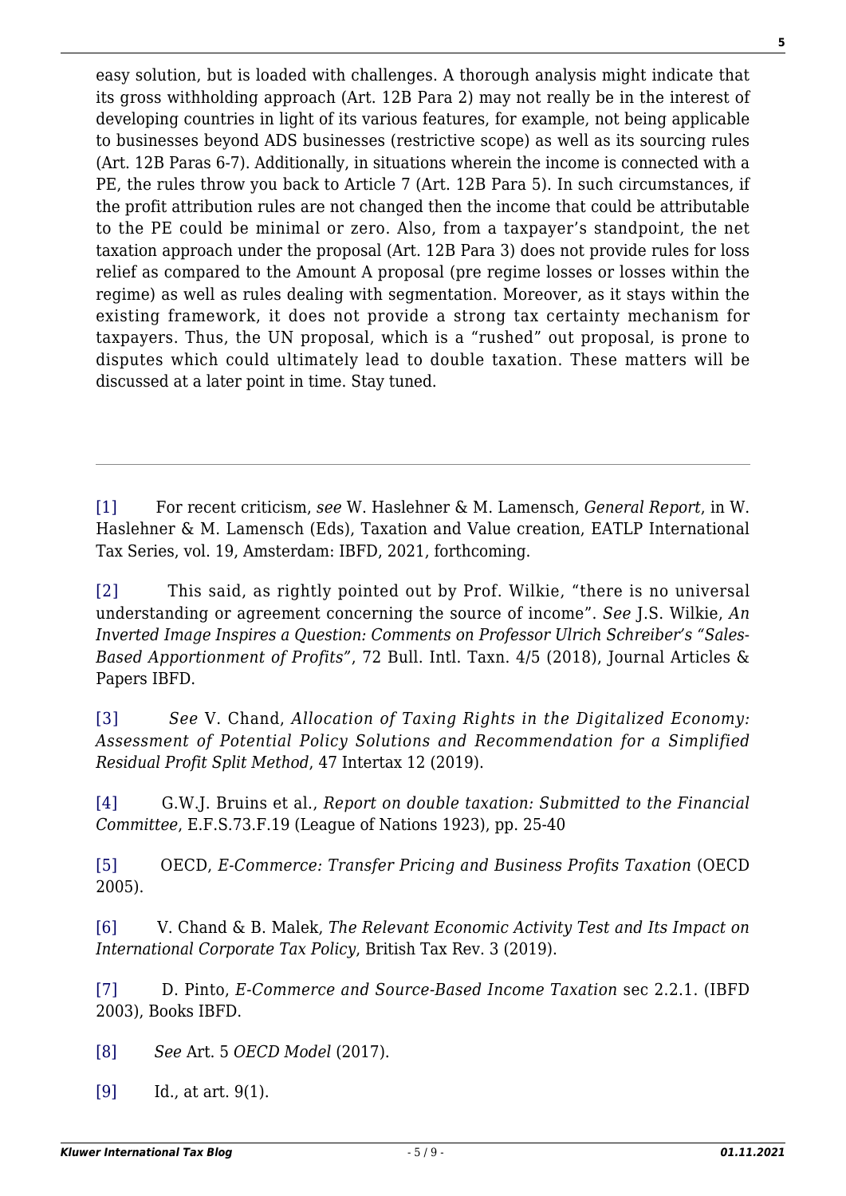easy solution, but is loaded with challenges. A thorough analysis might indicate that its gross withholding approach (Art. 12B Para 2) may not really be in the interest of developing countries in light of its various features, for example, not being applicable to businesses beyond ADS businesses (restrictive scope) as well as its sourcing rules (Art. 12B Paras 6-7). Additionally, in situations wherein the income is connected with a PE, the rules throw you back to Article 7 (Art. 12B Para 5). In such circumstances, if the profit attribution rules are not changed then the income that could be attributable to the PE could be minimal or zero. Also, from a taxpayer's standpoint, the net taxation approach under the proposal (Art. 12B Para 3) does not provide rules for loss relief as compared to the Amount A proposal (pre regime losses or losses within the regime) as well as rules dealing with segmentation. Moreover, as it stays within the existing framework, it does not provide a strong tax certainty mechanism for taxpayers. Thus, the UN proposal, which is a "rushed" out proposal, is prone to disputes which could ultimately lead to double taxation. These matters will be discussed at a later point in time. Stay tuned.

---

[1] For recent criticism, *see* W. Haslehner & M. Lamensch, *General Report*, in W. Haslehner & M. Lamensch (Eds), Taxation and Value creation, EATLP International Tax Series, vol. 19, Amsterdam: IBFD, 2021, forthcoming.

[2] This said, as rightly pointed out by Prof. Wilkie, "there is no universal understanding or agreement concerning the source of income". *See* J.S. Wilkie, *An Inverted Image Inspires a Question: Comments on Professor Ulrich Schreiber's "Sales-Based Apportionment of Profits"*, 72 Bull. Intl. Taxn. 4/5 (2018), Journal Articles & Papers IBFD.

[3] *See* V. Chand, *Allocation of Taxing Rights in the Digitalized Economy: Assessment of Potential Policy Solutions and Recommendation for a Simplified Residual Profit Split Method*, 47 Intertax 12 (2019).

[4] G.W.J. Bruins et al., *Report on double taxation: Submitted to the Financial Committee*, E.F.S.73.F.19 (League of Nations 1923), pp. 25-40

[5] OECD, *E-Commerce: Transfer Pricing and Business Profits Taxation* (OECD 2005).

[6] V. Chand & B. Malek, *The Relevant Economic Activity Test and Its Impact on International Corporate Tax Policy*, British Tax Rev. 3 (2019).

[7] D. Pinto, *E-Commerce and Source-Based Income Taxation* sec 2.2.1. (IBFD 2003), Books IBFD.

[8] *See* Art. 5 *OECD Model* (2017).

[9] Id., at art. 9(1).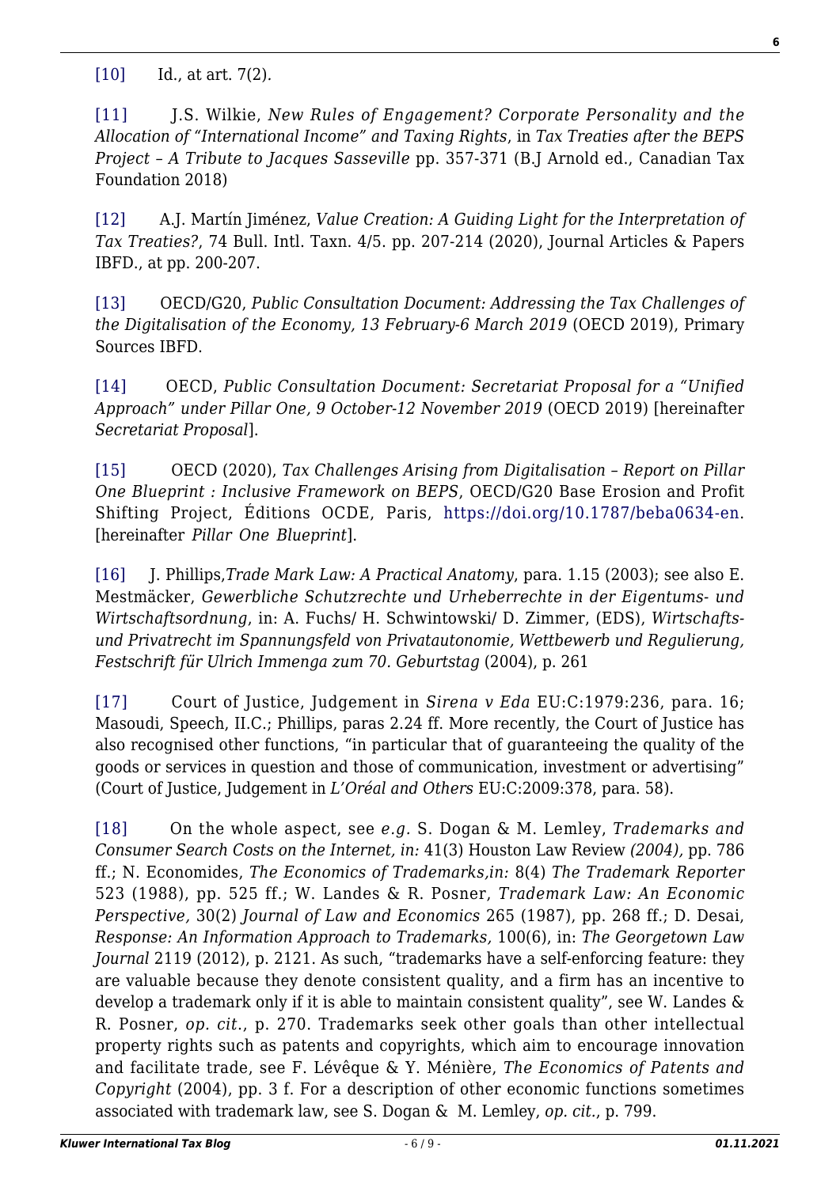[10] Id., at art. 7(2).

[11] J.S. Wilkie, *New Rules of Engagement? Corporate Personality and the Allocation of "International Income" and Taxing Rights*, in *Tax Treaties after the BEPS Project – A Tribute to Jacques Sasseville* pp. 357-371 (B.J Arnold ed., Canadian Tax Foundation 2018)

[12] A.J. Martín Jiménez, *Value Creation: A Guiding Light for the Interpretation of Tax Treaties?*, 74 Bull. Intl. Taxn. 4/5. pp. 207-214 (2020), Journal Articles & Papers IBFD., at pp. 200-207.

[13] OECD/G20, *Public Consultation Document: Addressing the Tax Challenges of the Digitalisation of the Economy, 13 February-6 March 2019* (OECD 2019), Primary Sources IBFD.

[14] OECD, *Public Consultation Document: Secretariat Proposal for a "Unified Approach" under Pillar One, 9 October-12 November 2019* (OECD 2019) [hereinafter *Secretariat Proposal*].

[15] OECD (2020), *Tax Challenges Arising from Digitalisation – Report on Pillar One Blueprint : Inclusive Framework on BEPS*, OECD/G20 Base Erosion and Profit Shifting Project, Éditions OCDE, Paris, https://doi.org/10.1787/beba0634-en. [hereinafter *Pillar One Blueprint*].

[16] J. Phillips,*Trade Mark Law: A Practical Anatomy*, para. 1.15 (2003); see also E. Mestmäcker, *Gewerbliche Schutzrechte und Urheberrechte in der Eigentums- und Wirtschaftsordnung*, in: A. Fuchs/ H. Schwintowski/ D. Zimmer, (EDS), *Wirtschafts- und Privatrecht im Spannungsfeld von Privatautonomie, Wettbewerb und Regulierung, Festschrift für Ulrich Immenga zum 70. Geburtstag* (2004), p. 261

[17] Court of Justice, Judgement in *Sirena v Eda* EU:C:1979:236, para. 16; Masoudi, Speech, II.C.; Phillips, paras 2.24 ff. More recently, the Court of Justice has also recognised other functions, "in particular that of guaranteeing the quality of the goods or services in question and those of communication, investment or advertising" (Court of Justice, Judgement in *L'Oréal and Others* EU:C:2009:378, para. 58).

[18] On the whole aspect, see *e.g.* S. Dogan & M. Lemley, *Trademarks and Consumer Search Costs on the Internet, in:* 41(3) Houston Law Review *(2004),* pp. 786 ff.; N. Economides, *The Economics of Trademarks,in:* 8(4) *The Trademark Reporter* 523 (1988), pp. 525 ff.; W. Landes & R. Posner, *Trademark Law: An Economic Perspective,* 30(2) *Journal of Law and Economics* 265 (1987), pp. 268 ff.; D. Desai, *Response: An Information Approach to Trademarks,* 100(6), in: *The Georgetown Law Journal* 2119 (2012), p. 2121. As such, "trademarks have a self-enforcing feature: they are valuable because they denote consistent quality, and a firm has an incentive to develop a trademark only if it is able to maintain consistent quality", see W. Landes & R. Posner, *op. cit.*, p. 270. Trademarks seek other goals than other intellectual property rights such as patents and copyrights, which aim to encourage innovation and facilitate trade, see F. Lévêque & Y. Ménière, *The Economics of Patents and Copyright* (2004), pp. 3 f. For a description of other economic functions sometimes associated with trademark law, see S. Dogan & M. Lemley, *op. cit.*, p. 799.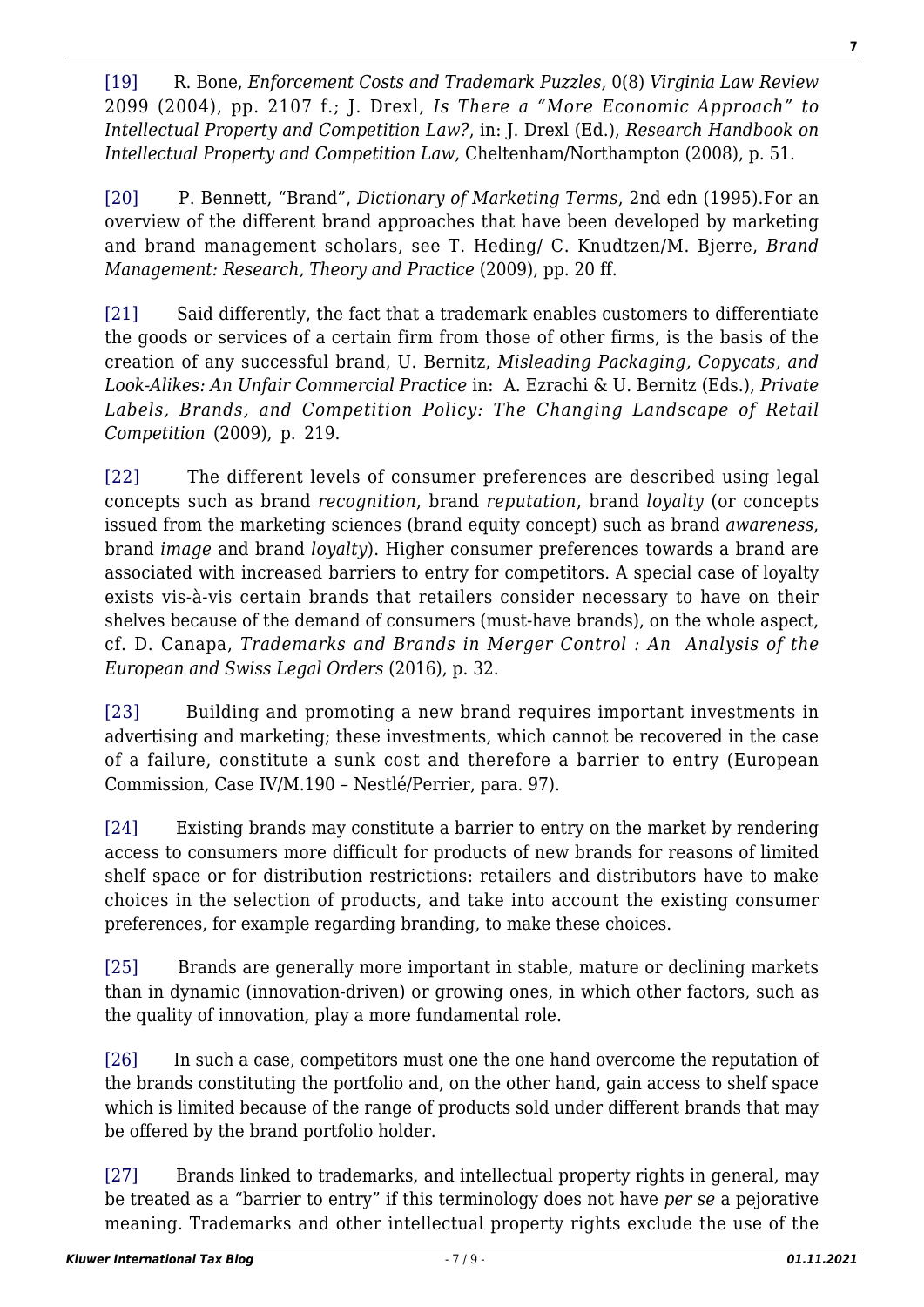[19] R. Bone, *Enforcement Costs and Trademark Puzzles*, 0(8) *Virginia Law Review* 2099 (2004), pp. 2107 f.; J. Drexl, *Is There a "More Economic Approach" to Intellectual Property and Competition Law?*, in: J. Drexl (Ed.), *Research Handbook on Intellectual Property and Competition Law*, Cheltenham/Northampton (2008), p. 51.

[20] P. Bennett, "Brand", *Dictionary of Marketing Terms*, 2nd edn (1995).For an overview of the different brand approaches that have been developed by marketing and brand management scholars, see T. Heding/ C. Knudtzen/M. Bjerre, *Brand Management: Research, Theory and Practice* (2009), pp. 20 ff.

[21] Said differently, the fact that a trademark enables customers to differentiate the goods or services of a certain firm from those of other firms, is the basis of the creation of any successful brand, U. Bernitz, *Misleading Packaging, Copycats, and Look-Alikes: An Unfair Commercial Practice* in: A. Ezrachi & U. Bernitz (Eds.), *Private Labels, Brands, and Competition Policy: The Changing Landscape of Retail Competition* (2009), p. 219.

[22] The different levels of consumer preferences are described using legal concepts such as brand *recognition*, brand *reputation*, brand *loyalty* (or concepts issued from the marketing sciences (brand equity concept) such as brand *awareness*, brand *image* and brand *loyalty*). Higher consumer preferences towards a brand are associated with increased barriers to entry for competitors. A special case of loyalty exists vis-à-vis certain brands that retailers consider necessary to have on their shelves because of the demand of consumers (must-have brands), on the whole aspect, cf. D. Canapa, *Trademarks and Brands in Merger Control : An Analysis of the European and Swiss Legal Orders* (2016), p. 32.

[23] Building and promoting a new brand requires important investments in advertising and marketing; these investments, which cannot be recovered in the case of a failure, constitute a sunk cost and therefore a barrier to entry (European Commission, Case IV/M.190 – Nestlé/Perrier, para. 97).

[24] Existing brands may constitute a barrier to entry on the market by rendering access to consumers more difficult for products of new brands for reasons of limited shelf space or for distribution restrictions: retailers and distributors have to make choices in the selection of products, and take into account the existing consumer preferences, for example regarding branding, to make these choices.

[25] Brands are generally more important in stable, mature or declining markets than in dynamic (innovation-driven) or growing ones, in which other factors, such as the quality of innovation, play a more fundamental role.

[26] In such a case, competitors must one the one hand overcome the reputation of the brands constituting the portfolio and, on the other hand, gain access to shelf space which is limited because of the range of products sold under different brands that may be offered by the brand portfolio holder.

[27] Brands linked to trademarks, and intellectual property rights in general, may be treated as a "barrier to entry" if this terminology does not have *per se* a pejorative meaning. Trademarks and other intellectual property rights exclude the use of the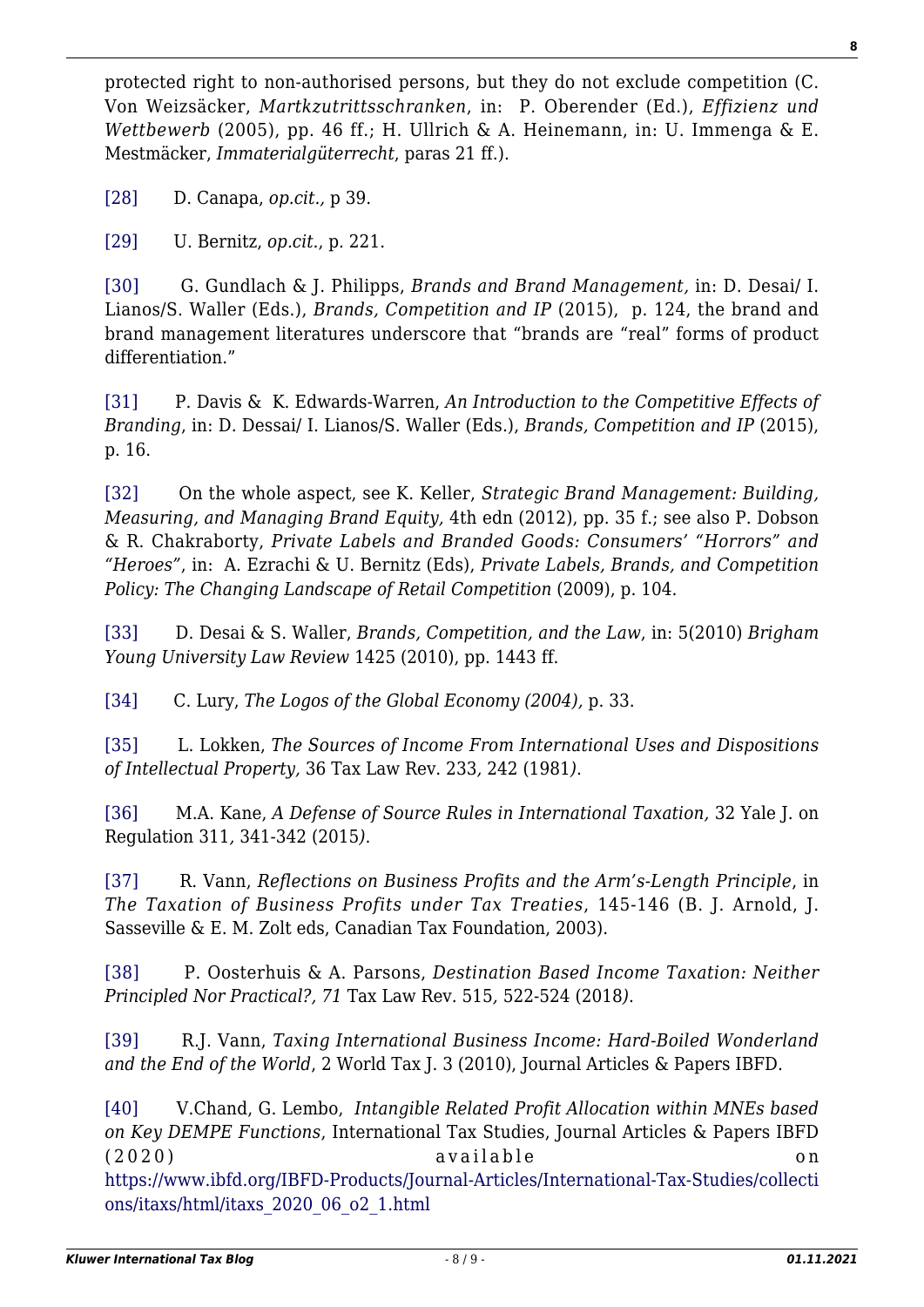protected right to non-authorised persons, but they do not exclude competition (C. Von Weizsäcker, *Markteintrittsschranken*, in: P. Oberender (Ed.), *Effizienz und Wettbewerb* (2005), pp. 46 ff.; H. Ullrich & A. Heinemann, in: U. Immenga & E. Mestmäcker, *Immaterialgüterrecht*, paras 21 ff.).

[28] D. Canapa, *op.cit.,* p 39.

[29] U. Bernitz, *op.cit.*, p. 221.

[30] G. Gundlach & J. Philipps, *Brands and Brand Management*, in: D. Desai/ I. Lianos/S. Waller (Eds.), *Brands, Competition and IP* (2015), p. 124, the brand and brand management literatures underscore that "brands are "real" forms of product differentiation."

[31] P. Davis & K. Edwards-Warren, *An Introduction to the Competitive Effects of Branding*, in: D. Dessai/ I. Lianos/S. Waller (Eds.), *Brands, Competition and IP* (2015), p. 16.

[32] On the whole aspect, see K. Keller, *Strategic Brand Management: Building, Measuring, and Managing Brand Equity,* 4th edn (2012), pp. 35 f.; see also P. Dobson & R. Chakraborty, *Private Labels and Branded Goods: Consumers' "Horrors" and "Heroes"*, in: A. Ezrachi & U. Bernitz (Eds), *Private Labels, Brands, and Competition Policy: The Changing Landscape of Retail Competition* (2009), p. 104.

[33] D. Desai & S. Waller, *Brands, Competition, and the Law*, in: 5(2010) *Brigham Young University Law Review* 1425 (2010), pp. 1443 ff.

[34] C. Lury, *The Logos of the Global Economy (2004),* p. 33.

[35] L. Lokken, *The Sources of Income From International Uses and Dispositions of Intellectual Property,* 36 Tax Law Rev. 233*,* 242 (1981*)*.

[36] M.A. Kane, *A Defense of Source Rules in International Taxation,* 32 Yale J. on Regulation 311*,* 341-342 (2015*)*.

[37] R. Vann, *Reflections on Business Profits and the Arm's-Length Principle*, in *The Taxation of Business Profits under Tax Treaties*, 145-146 (B. J. Arnold, J. Sasseville & E. M. Zolt eds, Canadian Tax Foundation, 2003).

[38] P. Oosterhuis & A. Parsons, *Destination Based Income Taxation: Neither Principled Nor Practical?, 71* Tax Law Rev. 515*,* 522-524 (2018*)*.

[39] R.J. Vann, *Taxing International Business Income: Hard-Boiled Wonderland and the End of the World*, 2 World Tax J. 3 (2010), Journal Articles & Papers IBFD.

[40] V.Chand, G. Lembo, *Intangible Related Profit Allocation within MNEs based on Key DEMPE Functions*, International Tax Studies, Journal Articles & Papers IBFD (2020) available on https://www.ibfd.org/IBFD-Products/Journal-Articles/International-Tax-Studies/collections/itaxs/html/itaxs_2020_06_o2_1.html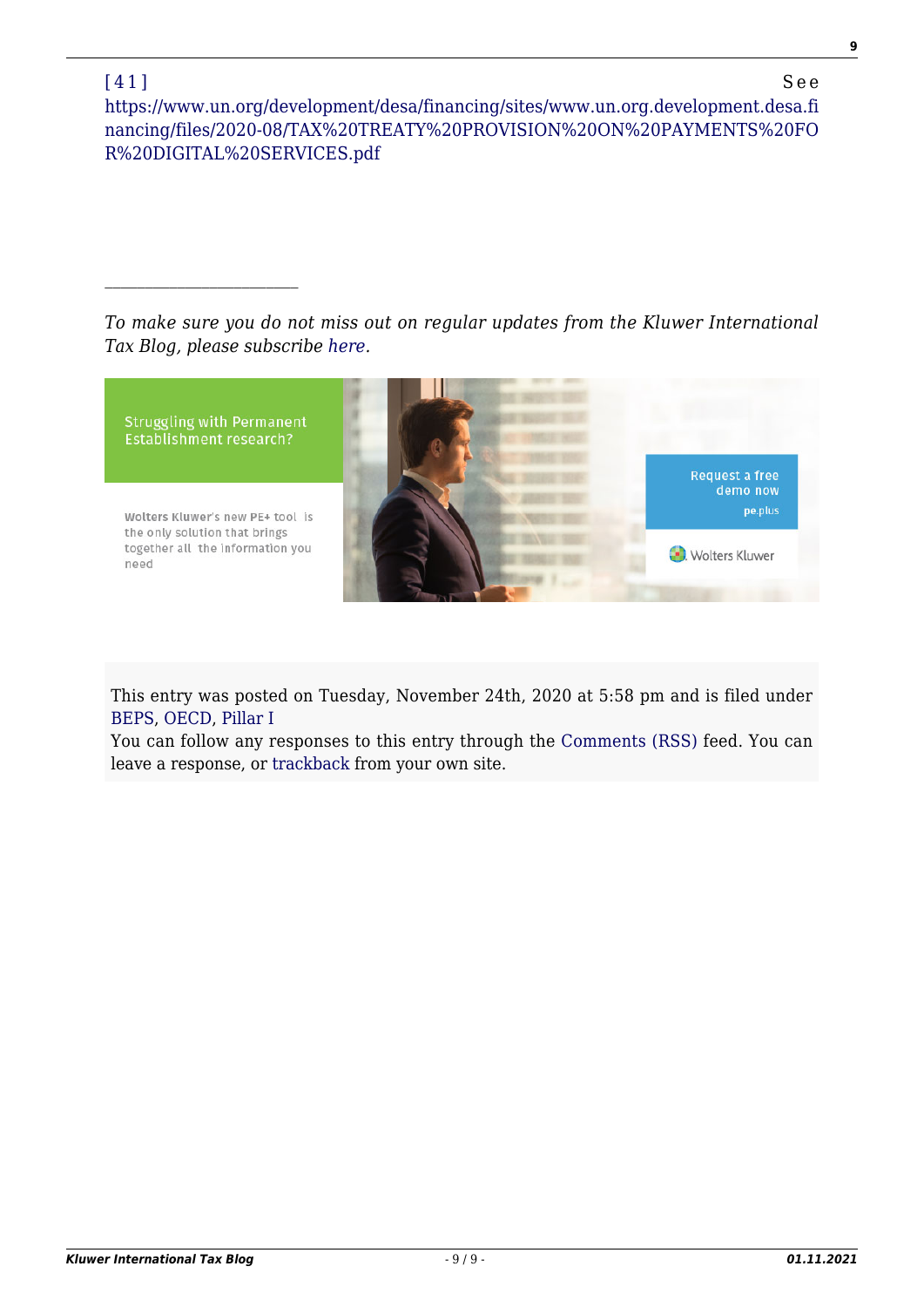[41] See https://www.un.org/development/desa/financing/sites/www.un.org.development.desa.financing/files/2020-08/TAX%20TREATY%20PROVISION%20ON%20PAYMENTS%20FOR%20DIGITAL%20SERVICES.pdf

---

*To make sure you do not miss out on regular updates from the Kluwer International Tax Blog, please subscribe here.*

Struggling with Permanent Establishment research?

Wolters Kluwer's new PE+ tool is the only solution that brings together all the information you need

Request a free demo now

pe.plus

Wolters Kluwer

This entry was posted on Tuesday, November 24th, 2020 at 5:58 pm and is filed under BEPS, OECD, Pillar I
You can follow any responses to this entry through the Comments (RSS) feed. You can leave a response, or trackback from your own site.